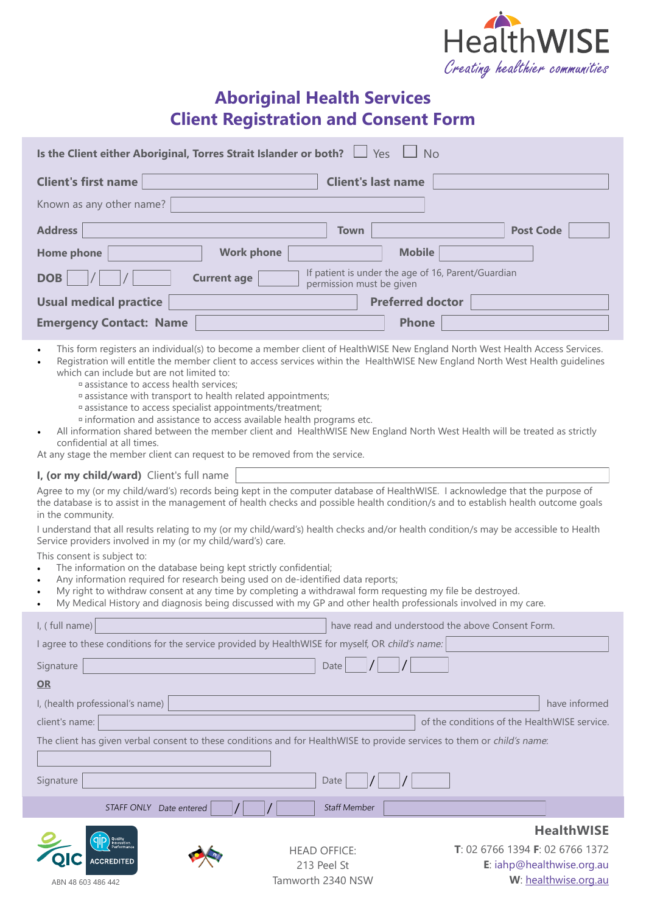HealthWISE
*Creating healthier communities*

# Aboriginal Health Services
# Client Registration and Consent Form

**Is the Client either Aboriginal, Torres Strait Islander or both?** ☐ Yes ☐ No

**Client's first name** ____________ **Client's last name** ____________

Known as any other name? ____________

**Address** ____________ **Town** ____________ **Post Code** ______

**Home phone** ____________ **Work phone** ____________ **Mobile** ____________

**DOB** ___ / ___ / ___ **Current age** ______ If patient is under the age of 16, Parent/Guardian permission must be given

**Usual medical practice** ____________ **Preferred doctor** ____________

**Emergency Contact: Name** ____________ **Phone** ____________

- This form registers an individual(s) to become a member client of HealthWISE New England North West Health Access Services.
- Registration will entitle the member client to access services within the HealthWISE New England North West Health guidelines which can include but are not limited to:
  - assistance to access health services;
  - assistance with transport to health related appointments;
  - assistance to access specialist appointments/treatment;
  - information and assistance to access available health programs etc.
- All information shared between the member client and HealthWISE New England North West Health will be treated as strictly confidential at all times.

At any stage the member client can request to be removed from the service.

**I, (or my child/ward)** Client's full name ____________

Agree to my (or my child/ward's) records being kept in the computer database of HealthWISE. I acknowledge that the purpose of the database is to assist in the management of health checks and possible health condition/s and to establish health outcome goals in the community.

I understand that all results relating to my (or my child/ward's) health checks and/or health condition/s may be accessible to Health Service providers involved in my (or my child/ward's) care.

This consent is subject to:

- The information on the database being kept strictly confidential;
- Any information required for research being used on de-identified data reports;
- My right to withdraw consent at any time by completing a withdrawal form requesting my file be destroyed.
- My Medical History and diagnosis being discussed with my GP and other health professionals involved in my care.

I, ( full name) ____________ have read and understood the above Consent Form.

I agree to these conditions for the service provided by HealthWISE for myself, OR *child's name:* ____________

Signature ____________ Date ___ / ___ / ___

**OR**

I, (health professional's name) ____________ have informed

client's name: ____________ of the conditions of the HealthWISE service.

The client has given verbal consent to these conditions and for HealthWISE to provide services to them or *child's name*:

____________

Signature ____________ Date ___ / ___ / ___

*STAFF ONLY Date entered* ___ / ___ / ___ *Staff Member* ____________

QIC ACCREDITED

ABN 48 603 486 442

HEAD OFFICE:
213 Peel St
Tamworth 2340 NSW

**HealthWISE**
**T**: 02 6766 1394 **F**: 02 6766 1372
**E**: iahp@healthwise.org.au
**W**: healthwise.org.au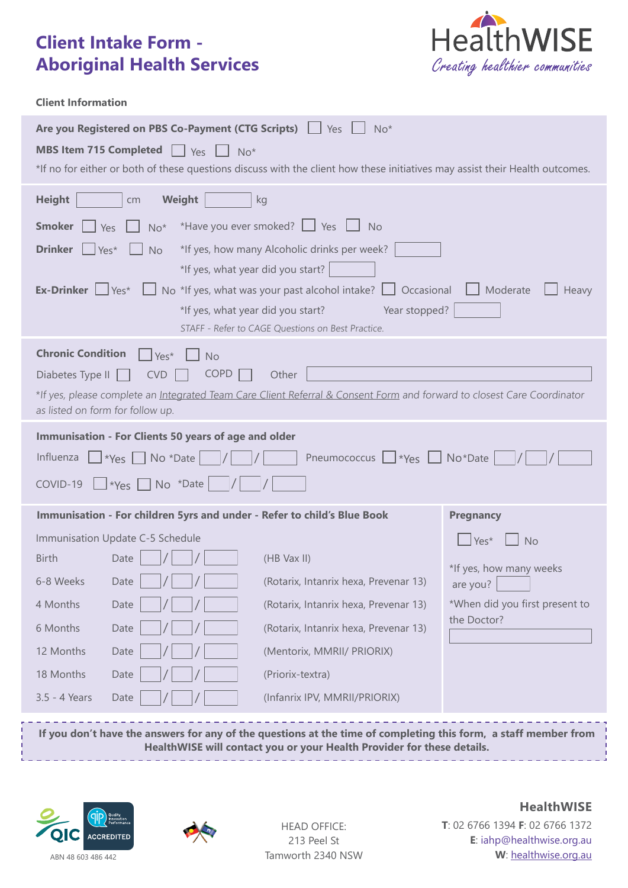# Client Intake Form - Aboriginal Health Services

HealthWISE
*Creating healthier communities*

**Client Information**

**Are you Registered on PBS Co-Payment (CTG Scripts)** ☐ Yes ☐ No*

**MBS Item 715 Completed** ☐ Yes ☐ No*

*If no for either or both of these questions discuss with the client how these initiatives may assist their Health outcomes.

**Height** ______ cm **Weight** ______ kg

**Smoker** ☐ Yes ☐ No* *Have you ever smoked? ☐ Yes ☐ No

**Drinker** ☐ Yes* ☐ No *If yes, how many Alcoholic drinks per week? ______

*If yes, what year did you start? ______

**Ex-Drinker** ☐ Yes* ☐ No *If yes, what was your past alcohol intake? ☐ Occasional ☐ Moderate ☐ Heavy

*If yes, what year did you start? Year stopped? ______

*STAFF - Refer to CAGE Questions on Best Practice.*

**Chronic Condition** ☐ Yes* ☐ No

Diabetes Type II ☐ CVD ☐ COPD ☐ Other ______

*\*If yes, please complete an Integrated Team Care Client Referral & Consent Form and forward to closest Care Coordinator as listed on form for follow up.*

**Immunisation - For Clients 50 years of age and older**

Influenza ☐ *Yes ☐ No *Date __/__/____ Pneumococcus ☐ *Yes ☐ No*Date __/__/____

COVID-19 ☐ *Yes ☐ No *Date __/__/____

**Immunisation - For children 5yrs and under - Refer to child's Blue Book**

Immunisation Update C-5 Schedule

| | | |
|---|---|---|
| Birth | Date __/__/____ | (HB Vax II) |
| 6-8 Weeks | Date __/__/____ | (Rotarix, Intanrix hexa, Prevenar 13) |
| 4 Months | Date __/__/____ | (Rotarix, Intanrix hexa, Prevenar 13) |
| 6 Months | Date __/__/____ | (Rotarix, Intanrix hexa, Prevenar 13) |
| 12 Months | Date __/__/____ | (Mentorix, MMRII/ PRIORIX) |
| 18 Months | Date __/__/____ | (Priorix-textra) |
| 3.5 - 4 Years | Date __/__/____ | (Infanrix IPV, MMRII/PRIORIX) |

**Pregnancy**

☐ Yes* ☐ No

*If yes, how many weeks are you? ______

*When did you first present to the Doctor? ______

**If you don't have the answers for any of the questions at the time of completing this form, a staff member from HealthWISE will contact you or your Health Provider for these details.**

QIC ACCREDITED

ABN 48 603 486 442

HEAD OFFICE:
213 Peel St
Tamworth 2340 NSW

**HealthWISE**
**T**: 02 6766 1394 **F**: 02 6766 1372
**E**: iahp@healthwise.org.au
**W**: healthwise.org.au